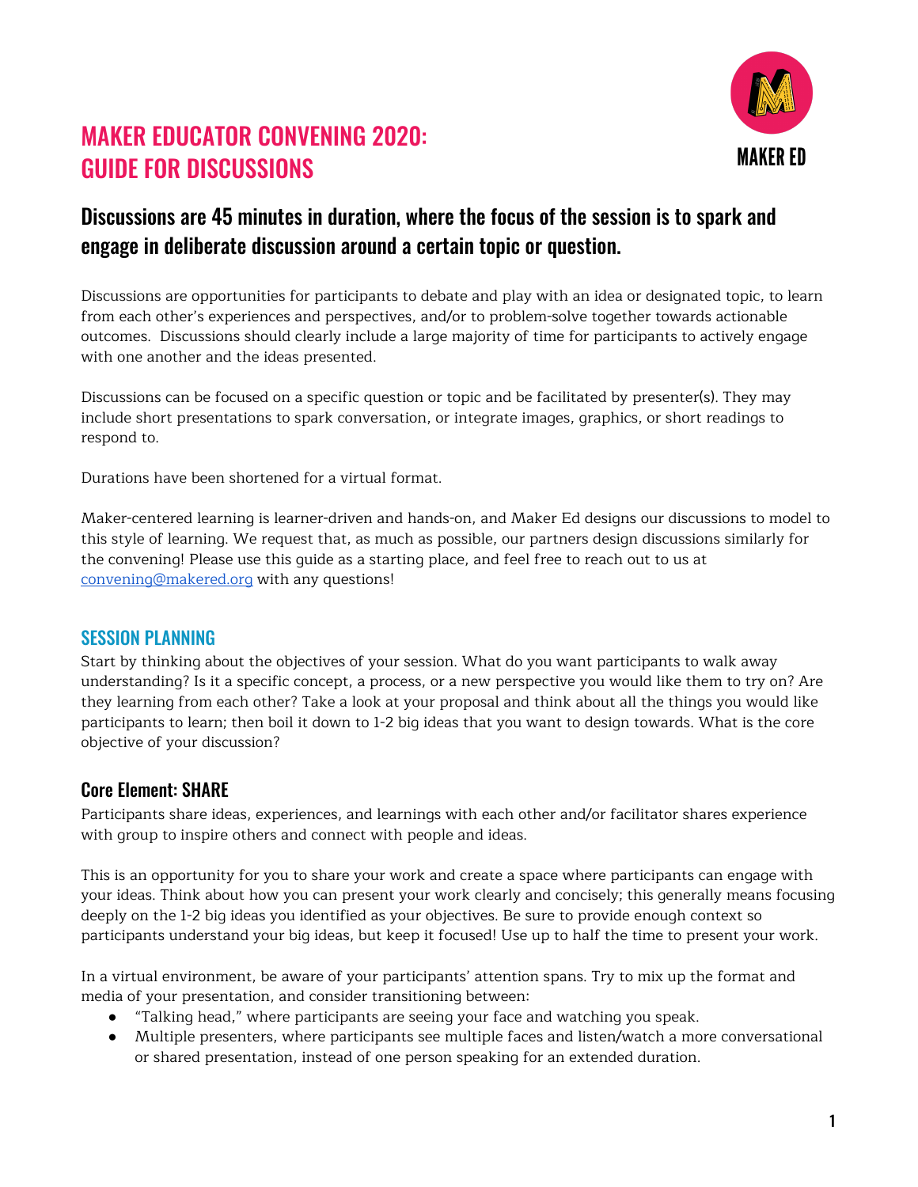# MAKER EDUCATOR CONVENING 2020: GUIDE FOR DISCUSSIONS

MAKER ED

## Discussions are 45 minutes in duration, where the focus of the session is to spark and engage in deliberate discussion around a certain topic or question.

Discussions are opportunities for participants to debate and play with an idea or designated topic, to learn from each other's experiences and perspectives, and/or to problem-solve together towards actionable outcomes. Discussions should clearly include a large majority of time for participants to actively engage with one another and the ideas presented.

Discussions can be focused on a specific question or topic and be facilitated by presenter(s). They may include short presentations to spark conversation, or integrate images, graphics, or short readings to respond to.

Durations have been shortened for a virtual format.

Maker-centered learning is learner-driven and hands-on, and Maker Ed designs our discussions to model to this style of learning. We request that, as much as possible, our partners design discussions similarly for the convening! Please use this guide as a starting place, and feel free to reach out to us at convening@makered.org with any questions!

### SESSION PLANNING

Start by thinking about the objectives of your session. What do you want participants to walk away understanding? Is it a specific concept, a process, or a new perspective you would like them to try on? Are they learning from each other? Take a look at your proposal and think about all the things you would like participants to learn; then boil it down to 1-2 big ideas that you want to design towards. What is the core objective of your discussion?

### Core Element: SHARE

Participants share ideas, experiences, and learnings with each other and/or facilitator shares experience with group to inspire others and connect with people and ideas.

This is an opportunity for you to share your work and create a space where participants can engage with your ideas. Think about how you can present your work clearly and concisely; this generally means focusing deeply on the 1-2 big ideas you identified as your objectives. Be sure to provide enough context so participants understand your big ideas, but keep it focused! Use up to half the time to present your work.

In a virtual environment, be aware of your participants' attention spans. Try to mix up the format and media of your presentation, and consider transitioning between:

- "Talking head," where participants are seeing your face and watching you speak.
- Multiple presenters, where participants see multiple faces and listen/watch a more conversational or shared presentation, instead of one person speaking for an extended duration.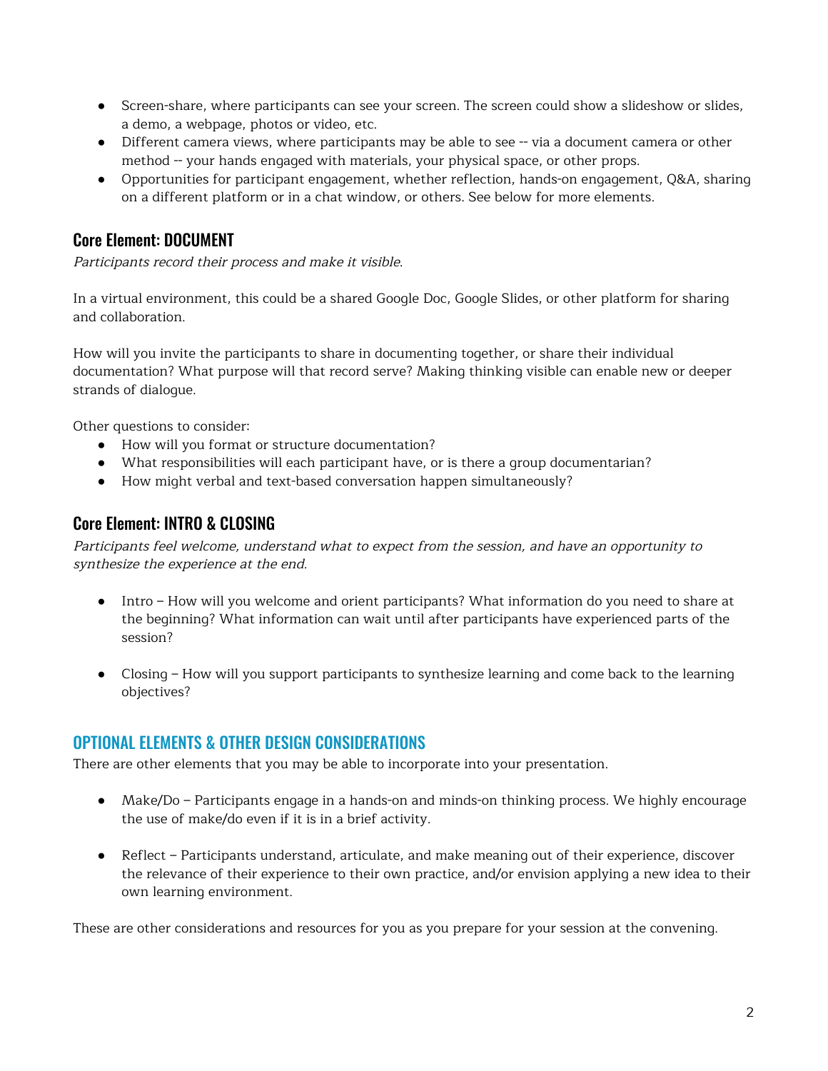- Screen-share, where participants can see your screen. The screen could show a slideshow or slides, a demo, a webpage, photos or video, etc.
- Different camera views, where participants may be able to see -- via a document camera or other method -- your hands engaged with materials, your physical space, or other props.
- Opportunities for participant engagement, whether reflection, hands-on engagement, Q&A, sharing on a different platform or in a chat window, or others. See below for more elements.

### Core Element: DOCUMENT

*Participants record their process and make it visible.*

In a virtual environment, this could be a shared Google Doc, Google Slides, or other platform for sharing and collaboration.

How will you invite the participants to share in documenting together, or share their individual documentation? What purpose will that record serve? Making thinking visible can enable new or deeper strands of dialogue.

Other questions to consider:

- How will you format or structure documentation?
- What responsibilities will each participant have, or is there a group documentarian?
- How might verbal and text-based conversation happen simultaneously?

### Core Element: INTRO & CLOSING

*Participants feel welcome, understand what to expect from the session, and have an opportunity to synthesize the experience at the end.*

- Intro – How will you welcome and orient participants? What information do you need to share at the beginning? What information can wait until after participants have experienced parts of the session?

- Closing – How will you support participants to synthesize learning and come back to the learning objectives?

## OPTIONAL ELEMENTS & OTHER DESIGN CONSIDERATIONS

There are other elements that you may be able to incorporate into your presentation.

- Make/Do – Participants engage in a hands-on and minds-on thinking process. We highly encourage the use of make/do even if it is in a brief activity.

- Reflect – Participants understand, articulate, and make meaning out of their experience, discover the relevance of their experience to their own practice, and/or envision applying a new idea to their own learning environment.

These are other considerations and resources for you as you prepare for your session at the convening.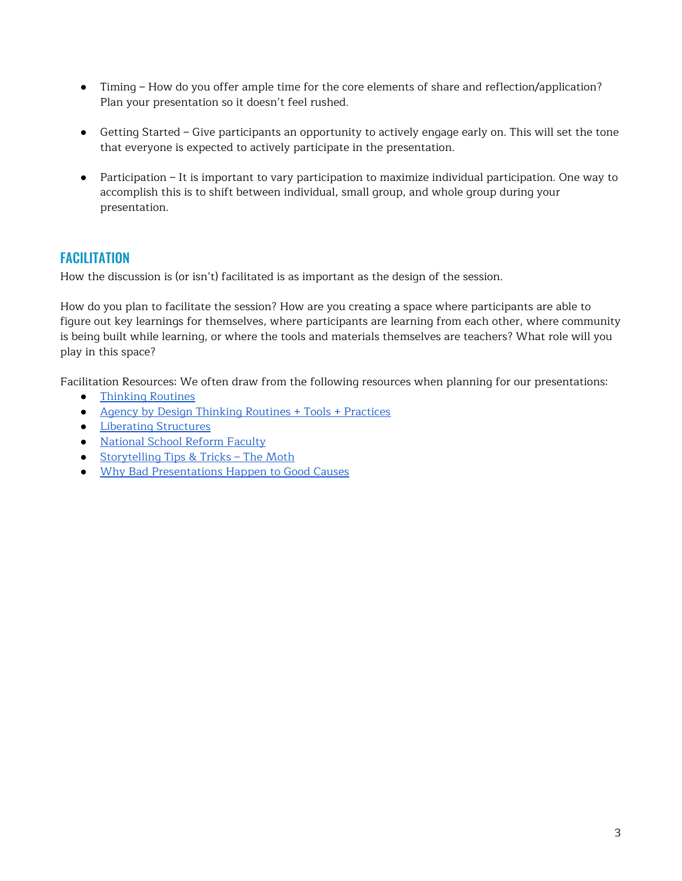- Timing – How do you offer ample time for the core elements of share and reflection/application? Plan your presentation so it doesn't feel rushed.

- Getting Started – Give participants an opportunity to actively engage early on. This will set the tone that everyone is expected to actively participate in the presentation.

- Participation – It is important to vary participation to maximize individual participation. One way to accomplish this is to shift between individual, small group, and whole group during your presentation.

## FACILITATION

How the discussion is (or isn't) facilitated is as important as the design of the session.

How do you plan to facilitate the session? How are you creating a space where participants are able to figure out key learnings for themselves, where participants are learning from each other, where community is being built while learning, or where the tools and materials themselves are teachers? What role will you play in this space?

Facilitation Resources: We often draw from the following resources when planning for our presentations:

- Thinking Routines
- Agency by Design Thinking Routines + Tools + Practices
- Liberating Structures
- National School Reform Faculty
- Storytelling Tips & Tricks – The Moth
- Why Bad Presentations Happen to Good Causes